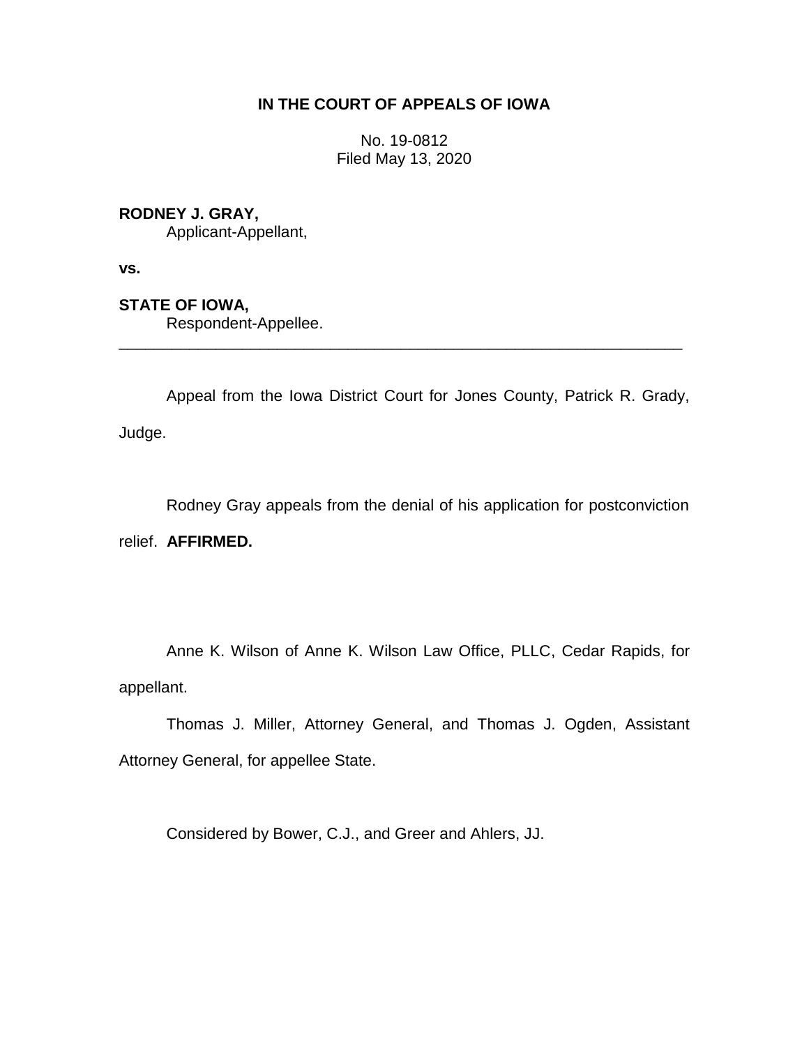**IN THE COURT OF APPEALS OF IOWA**

No. 19-0812
Filed May 13, 2020

**RODNEY J. GRAY,**
Applicant-Appellant,

**vs.**

**STATE OF IOWA,**
Respondent-Appellee.

---

Appeal from the Iowa District Court for Jones County, Patrick R. Grady, Judge.

Rodney Gray appeals from the denial of his application for postconviction relief. **AFFIRMED.**

Anne K. Wilson of Anne K. Wilson Law Office, PLLC, Cedar Rapids, for appellant.

Thomas J. Miller, Attorney General, and Thomas J. Ogden, Assistant Attorney General, for appellee State.

Considered by Bower, C.J., and Greer and Ahlers, JJ.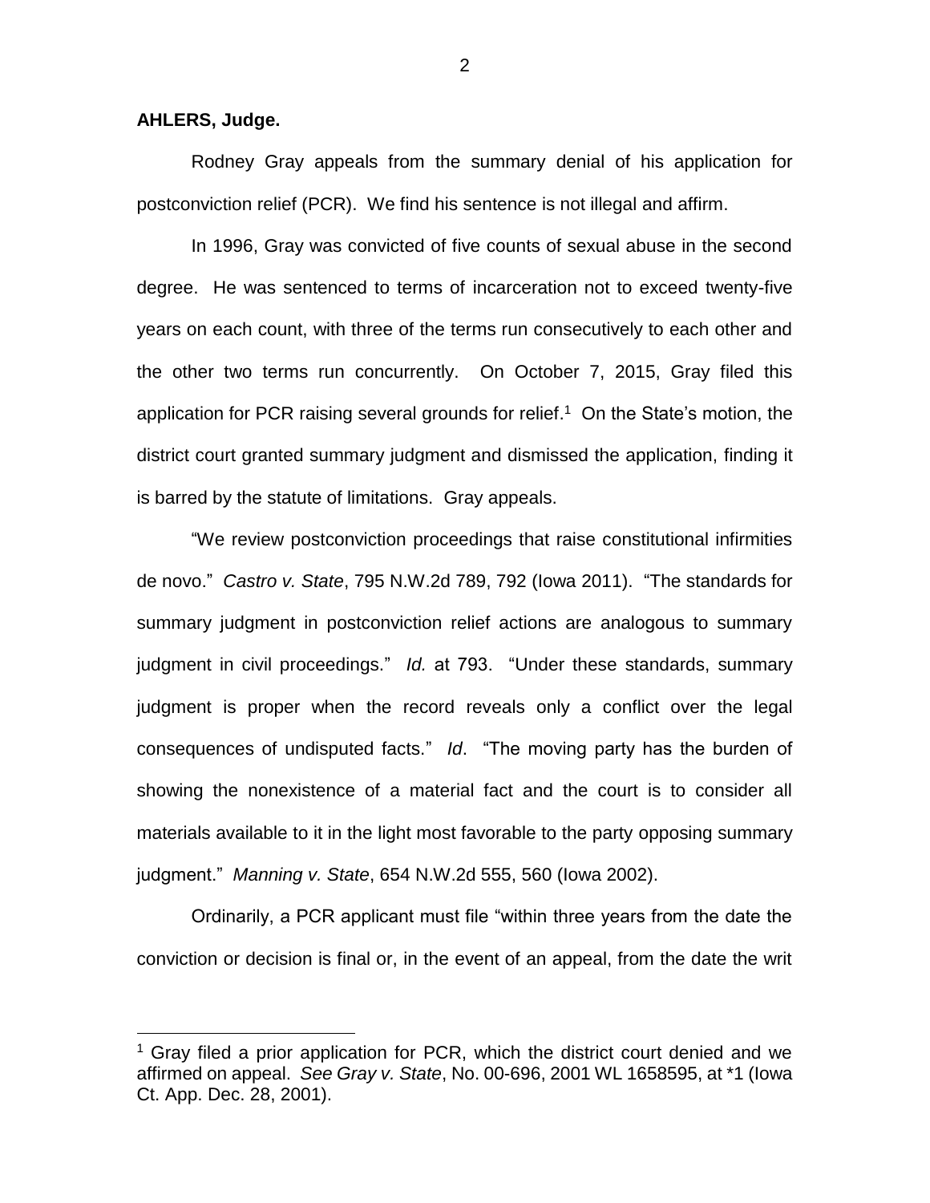**AHLERS, Judge.**

Rodney Gray appeals from the summary denial of his application for postconviction relief (PCR). We find his sentence is not illegal and affirm.

In 1996, Gray was convicted of five counts of sexual abuse in the second degree. He was sentenced to terms of incarceration not to exceed twenty-five years on each count, with three of the terms run consecutively to each other and the other two terms run concurrently. On October 7, 2015, Gray filed this application for PCR raising several grounds for relief.[1] On the State's motion, the district court granted summary judgment and dismissed the application, finding it is barred by the statute of limitations. Gray appeals.

"We review postconviction proceedings that raise constitutional infirmities de novo." *Castro v. State*, 795 N.W.2d 789, 792 (Iowa 2011). "The standards for summary judgment in postconviction relief actions are analogous to summary judgment in civil proceedings." *Id.* at 793. "Under these standards, summary judgment is proper when the record reveals only a conflict over the legal consequences of undisputed facts." *Id*. "The moving party has the burden of showing the nonexistence of a material fact and the court is to consider all materials available to it in the light most favorable to the party opposing summary judgment." *Manning v. State*, 654 N.W.2d 555, 560 (Iowa 2002).

Ordinarily, a PCR applicant must file "within three years from the date the conviction or decision is final or, in the event of an appeal, from the date the writ

---

[1] Gray filed a prior application for PCR, which the district court denied and we affirmed on appeal. *See Gray v. State*, No. 00-696, 2001 WL 1658595, at *1 (Iowa Ct. App. Dec. 28, 2001).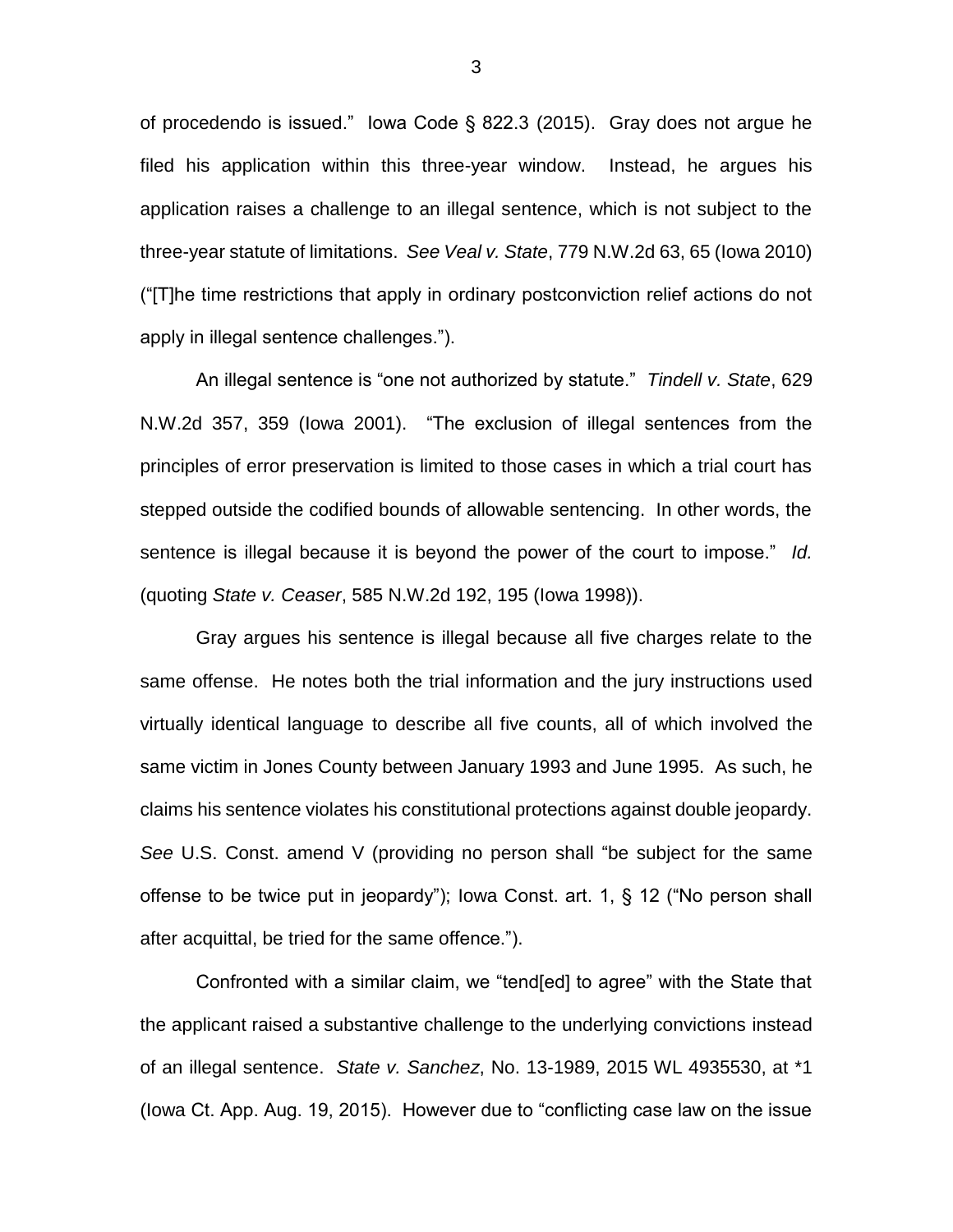of procedendo is issued." Iowa Code § 822.3 (2015). Gray does not argue he filed his application within this three-year window. Instead, he argues his application raises a challenge to an illegal sentence, which is not subject to the three-year statute of limitations. *See Veal v. State*, 779 N.W.2d 63, 65 (Iowa 2010) ("[T]he time restrictions that apply in ordinary postconviction relief actions do not apply in illegal sentence challenges.").

An illegal sentence is "one not authorized by statute." *Tindell v. State*, 629 N.W.2d 357, 359 (Iowa 2001). "The exclusion of illegal sentences from the principles of error preservation is limited to those cases in which a trial court has stepped outside the codified bounds of allowable sentencing. In other words, the sentence is illegal because it is beyond the power of the court to impose." *Id.* (quoting *State v. Ceaser*, 585 N.W.2d 192, 195 (Iowa 1998)).

Gray argues his sentence is illegal because all five charges relate to the same offense. He notes both the trial information and the jury instructions used virtually identical language to describe all five counts, all of which involved the same victim in Jones County between January 1993 and June 1995. As such, he claims his sentence violates his constitutional protections against double jeopardy. *See* U.S. Const. amend V (providing no person shall "be subject for the same offense to be twice put in jeopardy"); Iowa Const. art. 1, § 12 ("No person shall after acquittal, be tried for the same offence.").

Confronted with a similar claim, we "tend[ed] to agree" with the State that the applicant raised a substantive challenge to the underlying convictions instead of an illegal sentence. *State v. Sanchez*, No. 13-1989, 2015 WL 4935530, at *1 (Iowa Ct. App. Aug. 19, 2015). However due to "conflicting case law on the issue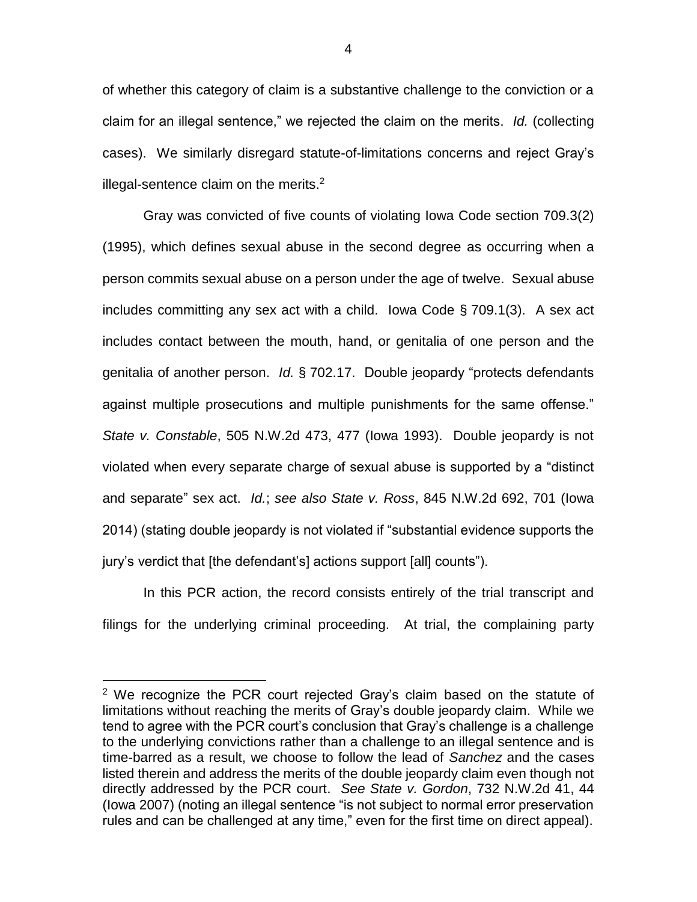of whether this category of claim is a substantive challenge to the conviction or a claim for an illegal sentence," we rejected the claim on the merits. *Id.* (collecting cases). We similarly disregard statute-of-limitations concerns and reject Gray's illegal-sentence claim on the merits.[2]

Gray was convicted of five counts of violating Iowa Code section 709.3(2) (1995), which defines sexual abuse in the second degree as occurring when a person commits sexual abuse on a person under the age of twelve. Sexual abuse includes committing any sex act with a child. Iowa Code § 709.1(3). A sex act includes contact between the mouth, hand, or genitalia of one person and the genitalia of another person. *Id.* § 702.17. Double jeopardy "protects defendants against multiple prosecutions and multiple punishments for the same offense." *State v. Constable*, 505 N.W.2d 473, 477 (Iowa 1993). Double jeopardy is not violated when every separate charge of sexual abuse is supported by a "distinct and separate" sex act. *Id.*; *see also State v. Ross*, 845 N.W.2d 692, 701 (Iowa 2014) (stating double jeopardy is not violated if "substantial evidence supports the jury's verdict that [the defendant's] actions support [all] counts").

In this PCR action, the record consists entirely of the trial transcript and filings for the underlying criminal proceeding. At trial, the complaining party

---

[2] We recognize the PCR court rejected Gray's claim based on the statute of limitations without reaching the merits of Gray's double jeopardy claim. While we tend to agree with the PCR court's conclusion that Gray's challenge is a challenge to the underlying convictions rather than a challenge to an illegal sentence and is time-barred as a result, we choose to follow the lead of *Sanchez* and the cases listed therein and address the merits of the double jeopardy claim even though not directly addressed by the PCR court. *See State v. Gordon*, 732 N.W.2d 41, 44 (Iowa 2007) (noting an illegal sentence "is not subject to normal error preservation rules and can be challenged at any time," even for the first time on direct appeal).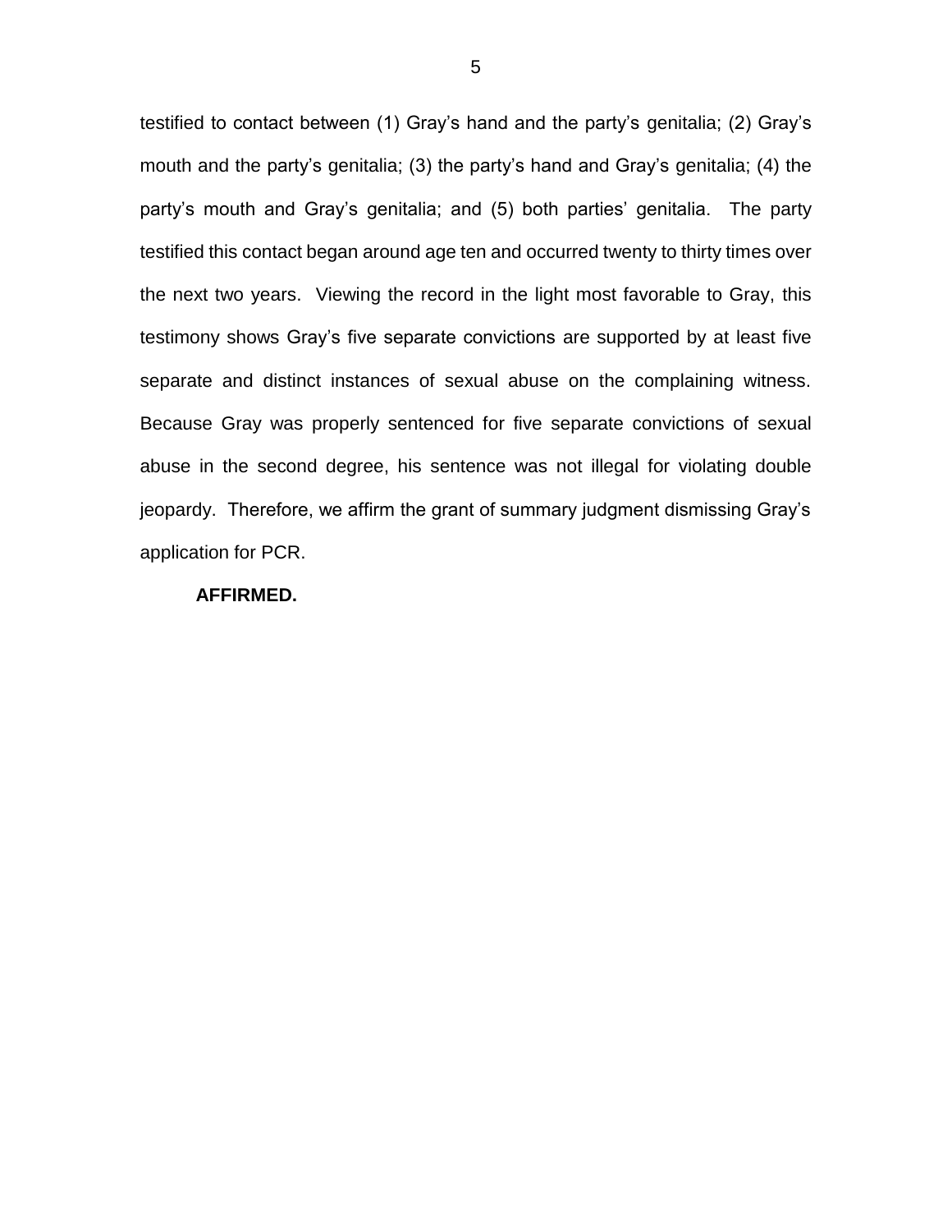testified to contact between (1) Gray's hand and the party's genitalia; (2) Gray's mouth and the party's genitalia; (3) the party's hand and Gray's genitalia; (4) the party's mouth and Gray's genitalia; and (5) both parties' genitalia. The party testified this contact began around age ten and occurred twenty to thirty times over the next two years. Viewing the record in the light most favorable to Gray, this testimony shows Gray's five separate convictions are supported by at least five separate and distinct instances of sexual abuse on the complaining witness. Because Gray was properly sentenced for five separate convictions of sexual abuse in the second degree, his sentence was not illegal for violating double jeopardy. Therefore, we affirm the grant of summary judgment dismissing Gray's application for PCR.

**AFFIRMED.**